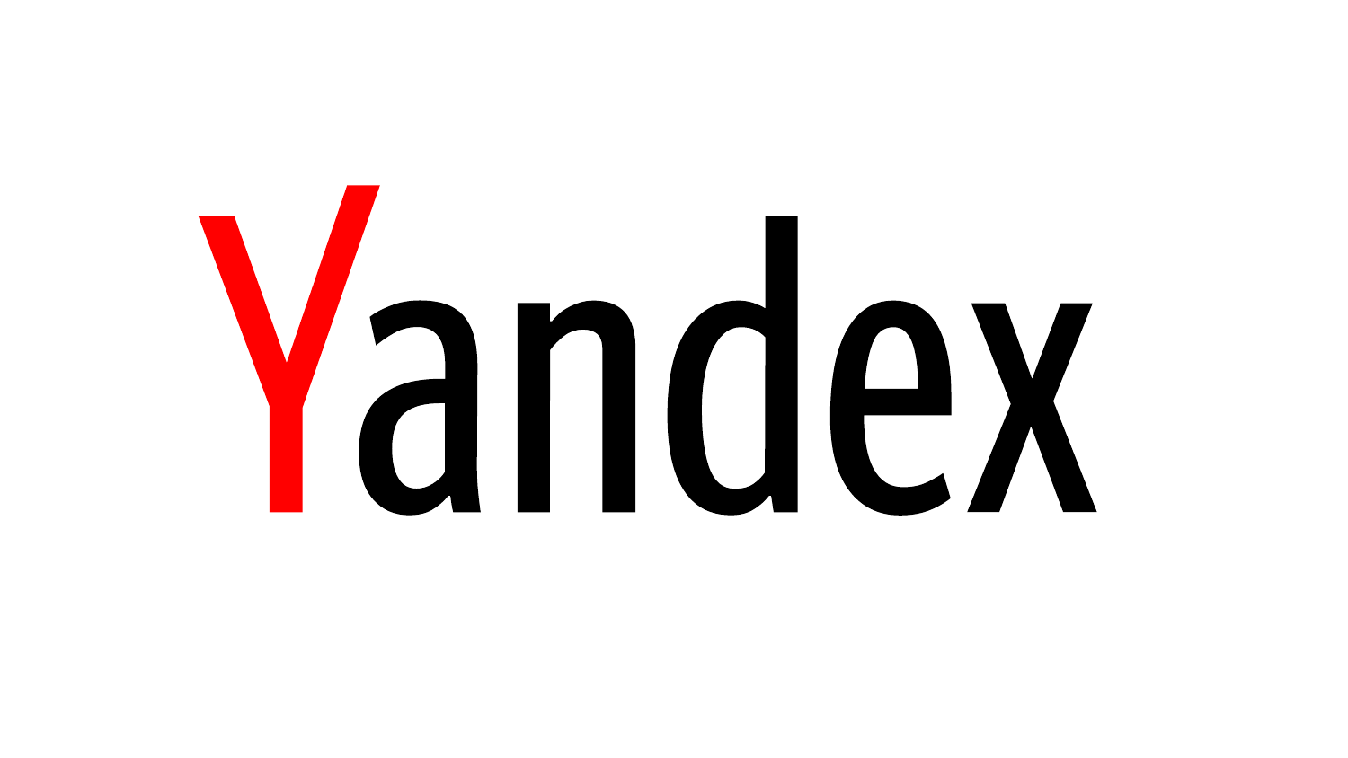# Yandex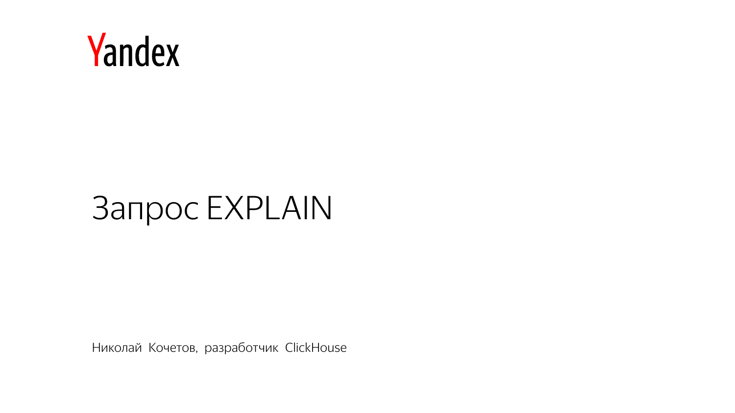Yandex

# Запрос EXPLAIN

Николай Кочетов, разработчик ClickHouse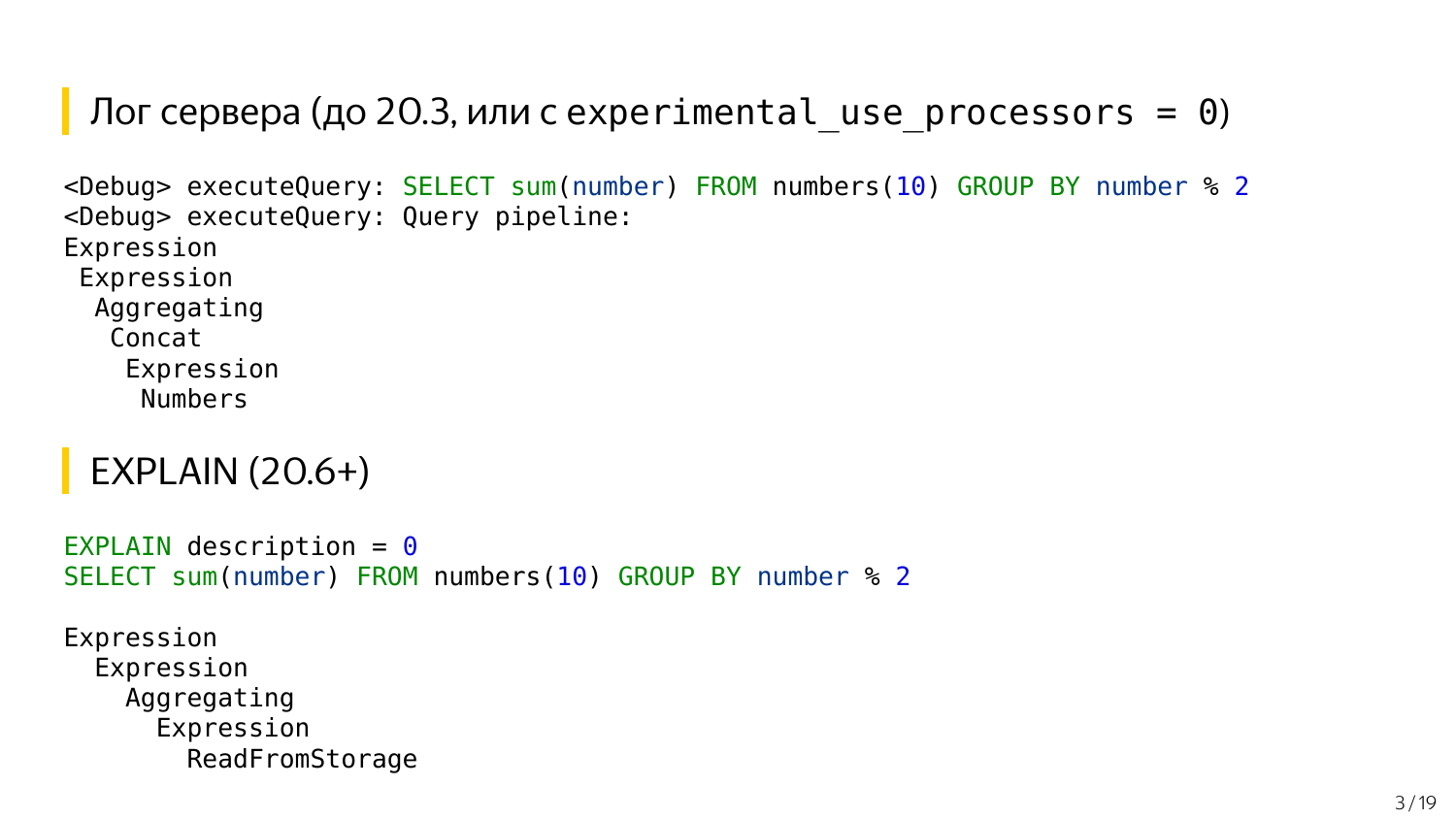## Лог сервера (до 20.3, или с `experimental_use_processors = 0`)

```
<Debug> executeQuery: SELECT sum(number) FROM numbers(10) GROUP BY number % 2
<Debug> executeQuery: Query pipeline:
Expression
 Expression
  Aggregating
   Concat
    Expression
     Numbers
```

## EXPLAIN (20.6+)

```
EXPLAIN description = 0
SELECT sum(number) FROM numbers(10) GROUP BY number % 2

Expression
  Expression
    Aggregating
      Expression
        ReadFromStorage
```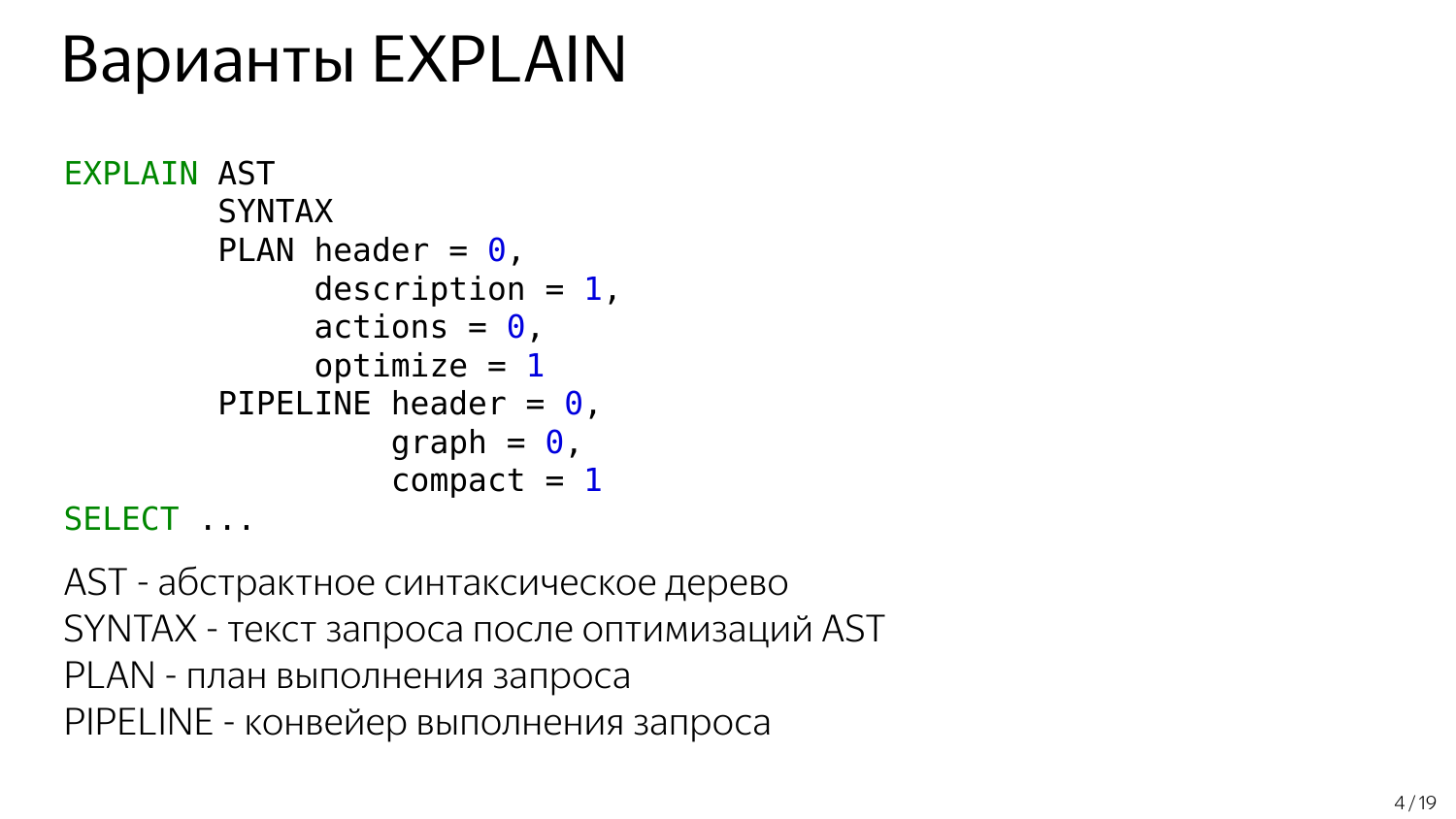# Варианты EXPLAIN

```
EXPLAIN AST
        SYNTAX
        PLAN header = 0,
             description = 1,
             actions = 0,
             optimize = 1
        PIPELINE header = 0,
                 graph = 0,
                 compact = 1
SELECT ...
```

AST - абстрактное синтаксическое дерево
SYNTAX - текст запроса после оптимизаций AST
PLAN - план выполнения запроса
PIPELINE - конвейер выполнения запроса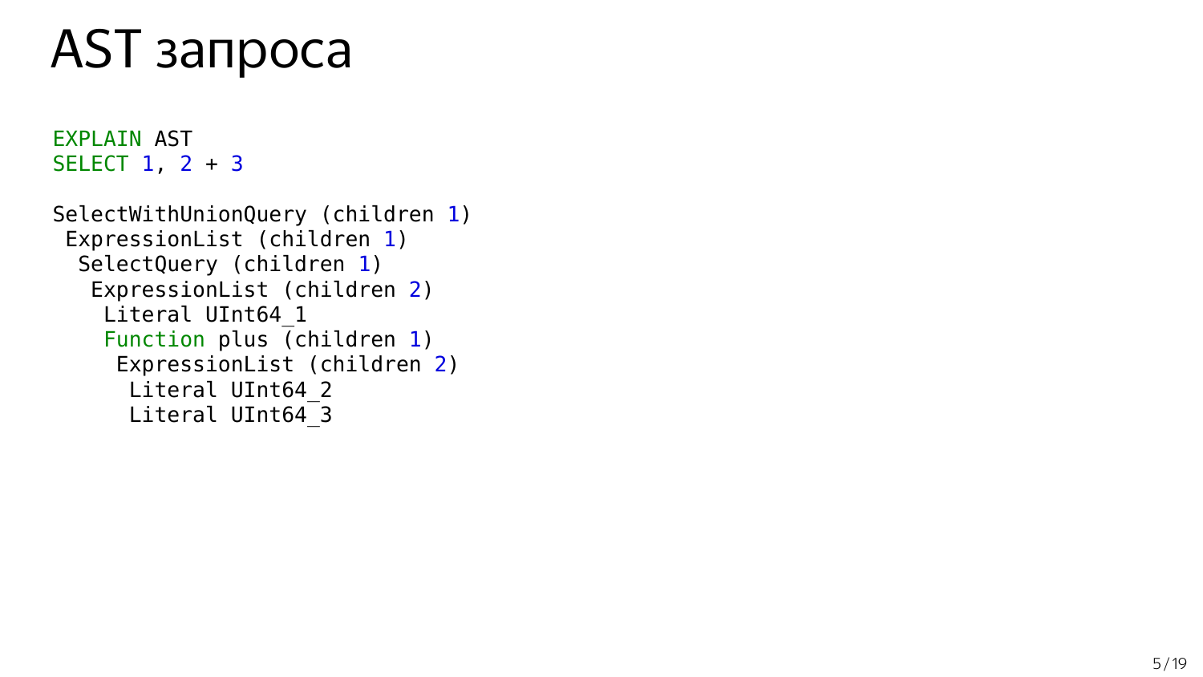# AST запроса

```
EXPLAIN AST
SELECT 1, 2 + 3
```

```
SelectWithUnionQuery (children 1)
 ExpressionList (children 1)
  SelectQuery (children 1)
   ExpressionList (children 2)
    Literal UInt64_1
    Function plus (children 1)
     ExpressionList (children 2)
      Literal UInt64_2
      Literal UInt64_3
```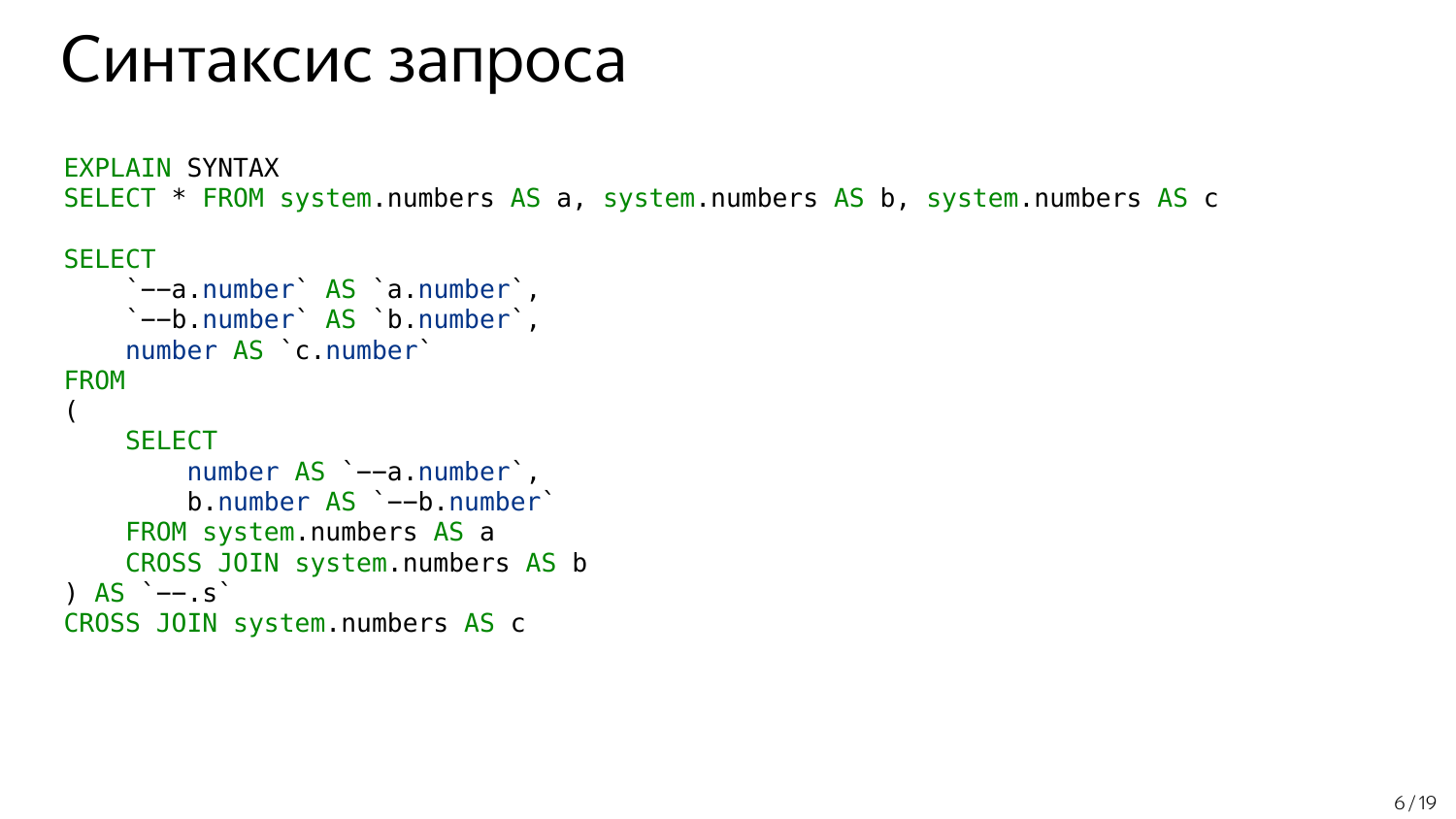# Синтаксис запроса

```
EXPLAIN SYNTAX
SELECT * FROM system.numbers AS a, system.numbers AS b, system.numbers AS c

SELECT
    `--a.number` AS `a.number`,
    `--b.number` AS `b.number`,
    number AS `c.number`
FROM
(
    SELECT
        number AS `--a.number`,
        b.number AS `--b.number`
    FROM system.numbers AS a
    CROSS JOIN system.numbers AS b
) AS `--.s`
CROSS JOIN system.numbers AS c
```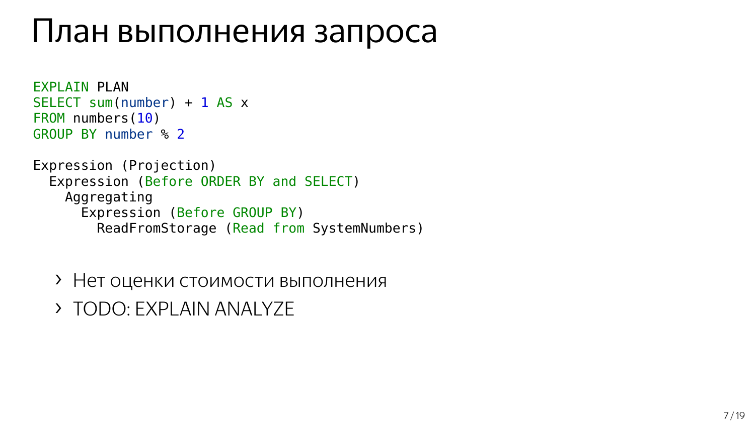# План выполнения запроса

```sql
EXPLAIN PLAN
SELECT sum(number) + 1 AS x
FROM numbers(10)
GROUP BY number % 2
```

```
Expression (Projection)
  Expression (Before ORDER BY and SELECT)
    Aggregating
      Expression (Before GROUP BY)
        ReadFromStorage (Read from SystemNumbers)
```

- Нет оценки стоимости выполнения
- TODO: EXPLAIN ANALYZE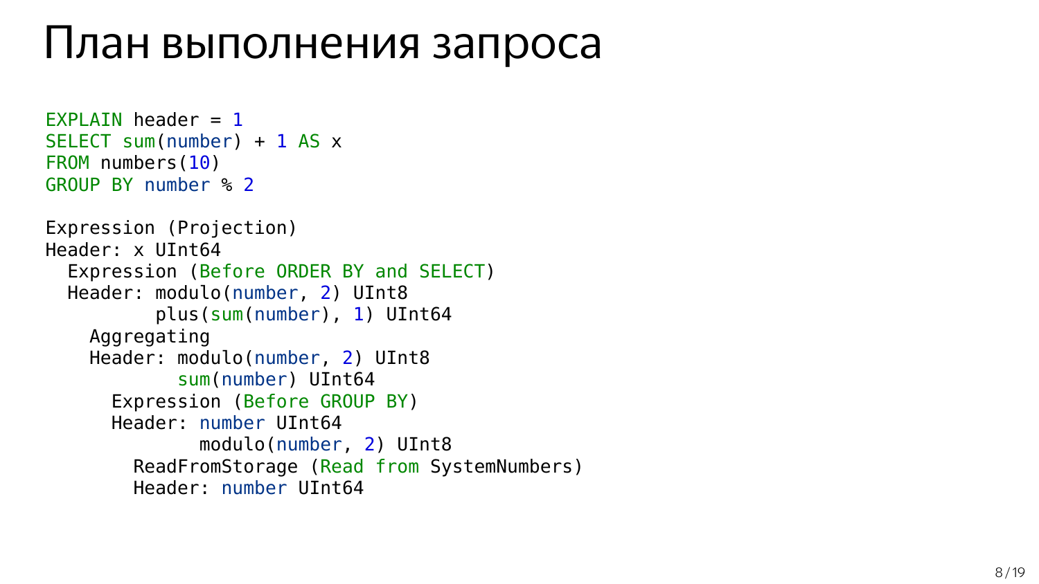# План выполнения запроса

```
EXPLAIN header = 1
SELECT sum(number) + 1 AS x
FROM numbers(10)
GROUP BY number % 2

Expression (Projection)
Header: x UInt64
  Expression (Before ORDER BY and SELECT)
  Header: modulo(number, 2) UInt8
          plus(sum(number), 1) UInt64
    Aggregating
    Header: modulo(number, 2) UInt8
            sum(number) UInt64
      Expression (Before GROUP BY)
      Header: number UInt64
              modulo(number, 2) UInt8
        ReadFromStorage (Read from SystemNumbers)
        Header: number UInt64
```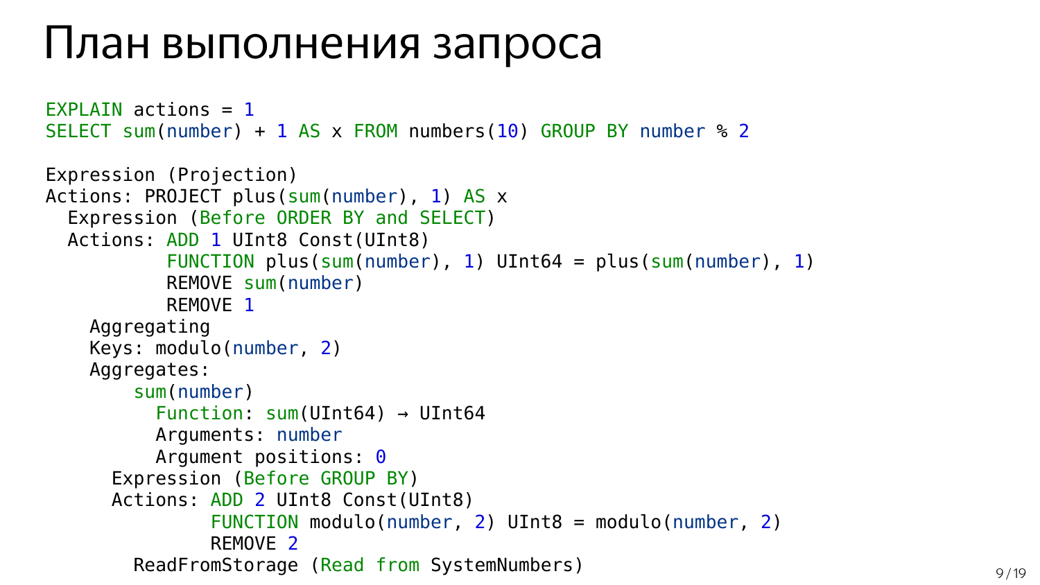# План выполнения запроса

```
EXPLAIN actions = 1
SELECT sum(number) + 1 AS x FROM numbers(10) GROUP BY number % 2

Expression (Projection)
Actions: PROJECT plus(sum(number), 1) AS x
  Expression (Before ORDER BY and SELECT)
  Actions: ADD 1 UInt8 Const(UInt8)
           FUNCTION plus(sum(number), 1) UInt64 = plus(sum(number), 1)
           REMOVE sum(number)
           REMOVE 1
    Aggregating
    Keys: modulo(number, 2)
    Aggregates:
        sum(number)
          Function: sum(UInt64) → UInt64
          Arguments: number
          Argument positions: 0
      Expression (Before GROUP BY)
      Actions: ADD 2 UInt8 Const(UInt8)
               FUNCTION modulo(number, 2) UInt8 = modulo(number, 2)
               REMOVE 2
        ReadFromStorage (Read from SystemNumbers)
```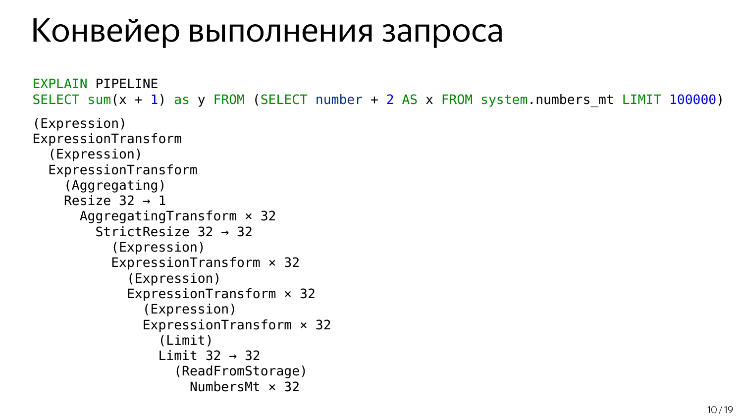# Конвейер выполнения запроса

```
EXPLAIN PIPELINE
SELECT sum(x + 1) as y FROM (SELECT number + 2 AS x FROM system.numbers_mt LIMIT 100000)
```

```
(Expression)
ExpressionTransform
  (Expression)
  ExpressionTransform
    (Aggregating)
    Resize 32 → 1
      AggregatingTransform × 32
        StrictResize 32 → 32
          (Expression)
          ExpressionTransform × 32
            (Expression)
            ExpressionTransform × 32
              (Expression)
              ExpressionTransform × 32
                (Limit)
                Limit 32 → 32
                  (ReadFromStorage)
                  NumbersMt × 32
```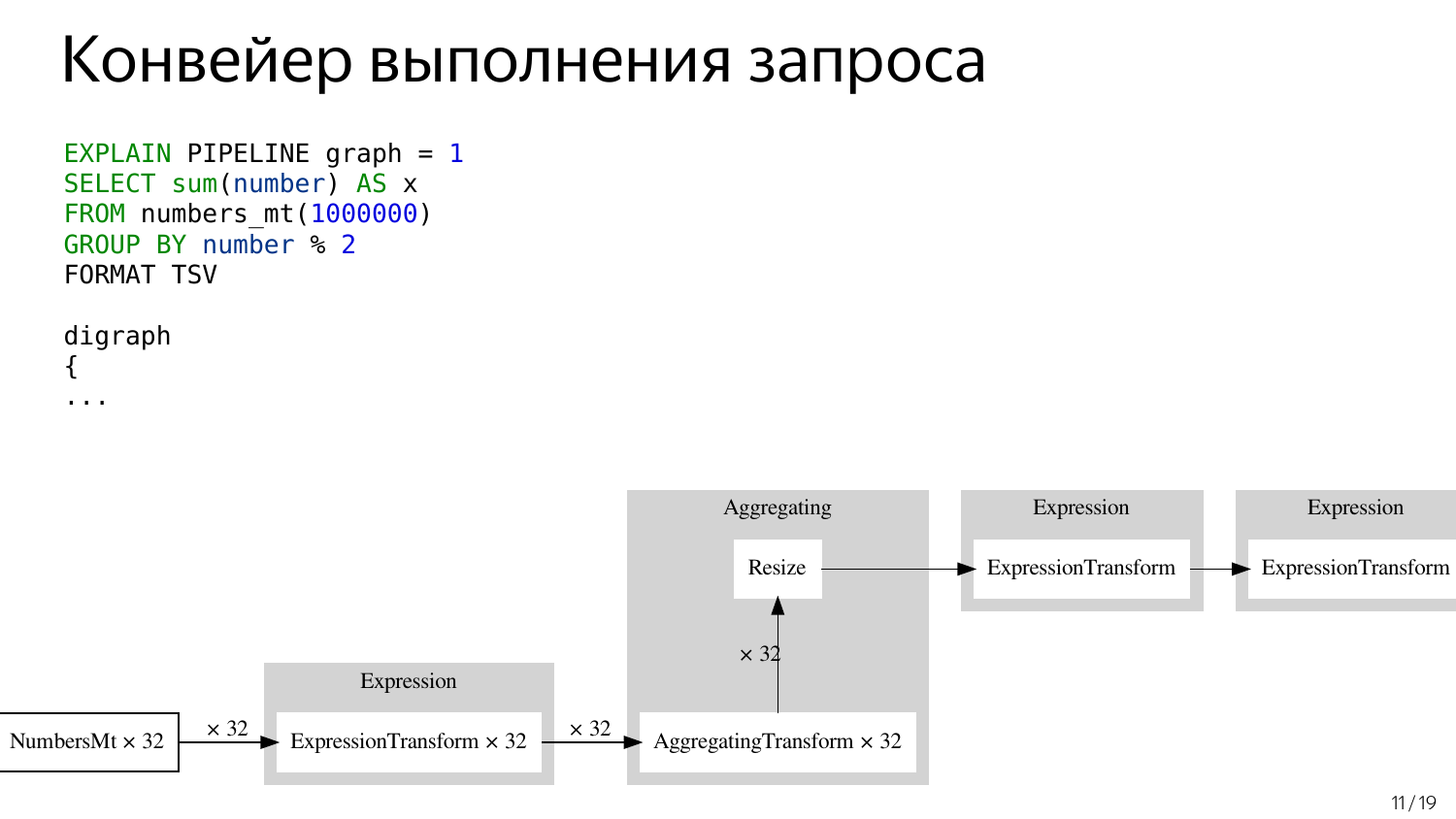# Конвейер выполнения запроса

```
EXPLAIN PIPELINE graph = 1
SELECT sum(number) AS x
FROM numbers_mt(1000000)
GROUP BY number % 2
FORMAT TSV

digraph
{
...
```

NumbersMt × 32 → × 32 → Expression: ExpressionTransform × 32 → × 32 → Aggregating: AggregatingTransform × 32 → × 32 → Resize → Expression: ExpressionTransform → Expression: ExpressionTransform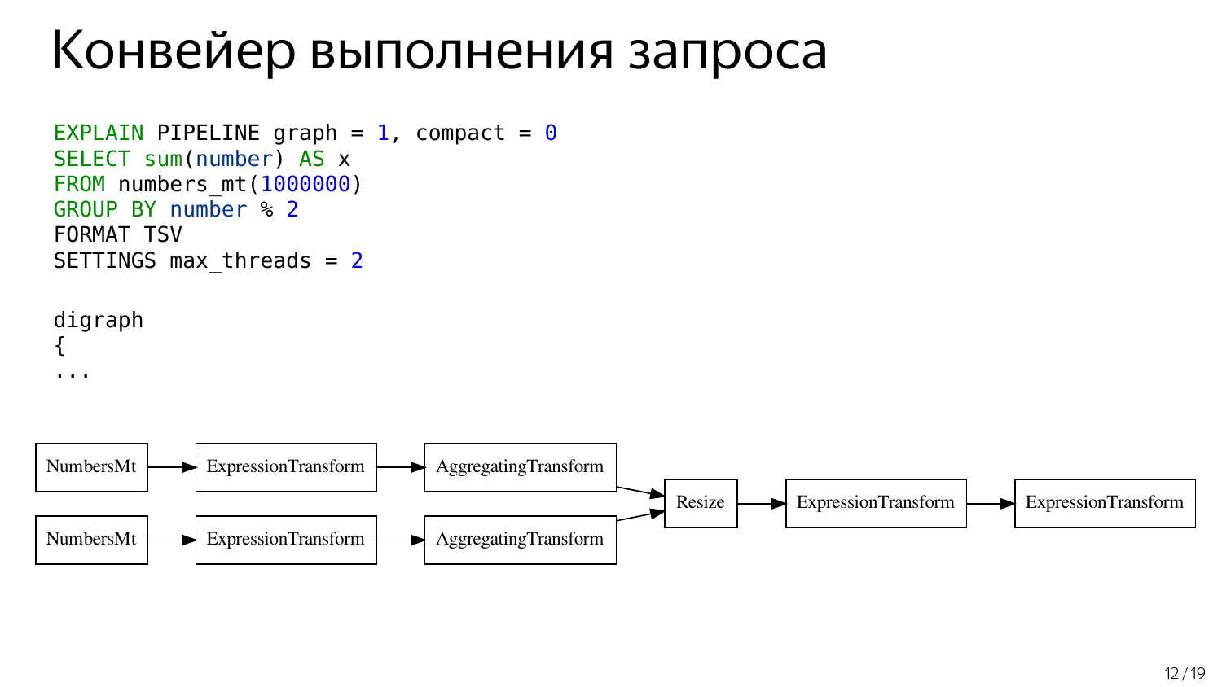# Конвейер выполнения запроса

```
EXPLAIN PIPELINE graph = 1, compact = 0
SELECT sum(number) AS x
FROM numbers_mt(1000000)
GROUP BY number % 2
FORMAT TSV
SETTINGS max_threads = 2

digraph
{
...
```

```
NumbersMt → ExpressionTransform → AggregatingTransform ─┐
                                                         ├→ Resize → ExpressionTransform → ExpressionTransform
NumbersMt → ExpressionTransform → AggregatingTransform ─┘
```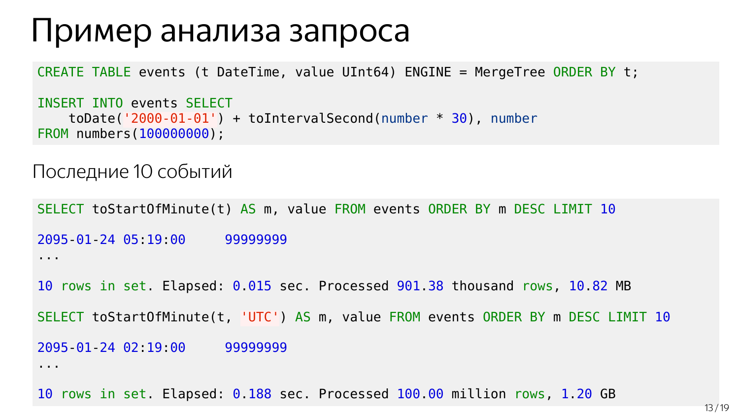# Пример анализа запроса

```
CREATE TABLE events (t DateTime, value UInt64) ENGINE = MergeTree ORDER BY t;

INSERT INTO events SELECT
    toDate('2000-01-01') + toIntervalSecond(number * 30), number
FROM numbers(100000000);
```

Последние 10 событий

```
SELECT toStartOfMinute(t) AS m, value FROM events ORDER BY m DESC LIMIT 10

2095-01-24 05:19:00     99999999
...

10 rows in set. Elapsed: 0.015 sec. Processed 901.38 thousand rows, 10.82 MB

SELECT toStartOfMinute(t, 'UTC') AS m, value FROM events ORDER BY m DESC LIMIT 10

2095-01-24 02:19:00     99999999
...

10 rows in set. Elapsed: 0.188 sec. Processed 100.00 million rows, 1.20 GB
```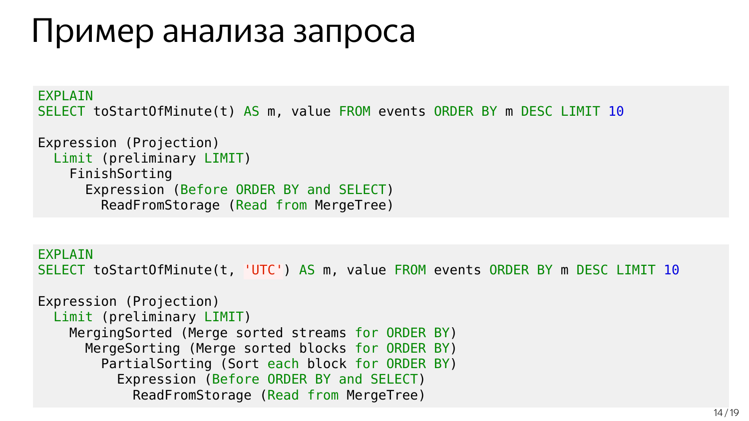# Пример анализа запроса

```
EXPLAIN
SELECT toStartOfMinute(t) AS m, value FROM events ORDER BY m DESC LIMIT 10

Expression (Projection)
  Limit (preliminary LIMIT)
    FinishSorting
      Expression (Before ORDER BY and SELECT)
        ReadFromStorage (Read from MergeTree)
```

```
EXPLAIN
SELECT toStartOfMinute(t, 'UTC') AS m, value FROM events ORDER BY m DESC LIMIT 10

Expression (Projection)
  Limit (preliminary LIMIT)
    MergingSorted (Merge sorted streams for ORDER BY)
      MergeSorting (Merge sorted blocks for ORDER BY)
        PartialSorting (Sort each block for ORDER BY)
          Expression (Before ORDER BY and SELECT)
            ReadFromStorage (Read from MergeTree)
```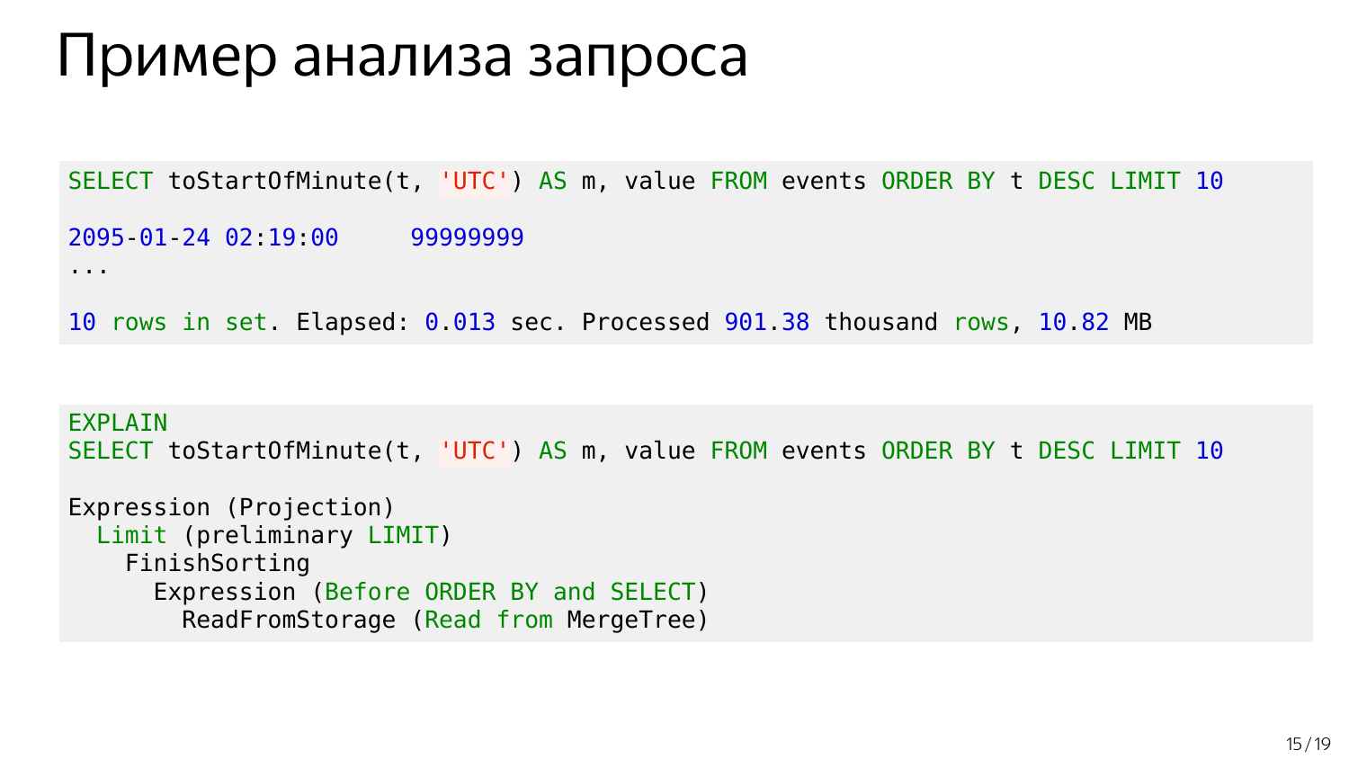# Пример анализа запроса

```
SELECT toStartOfMinute(t, 'UTC') AS m, value FROM events ORDER BY t DESC LIMIT 10

2095-01-24 02:19:00     99999999
...

10 rows in set. Elapsed: 0.013 sec. Processed 901.38 thousand rows, 10.82 MB
```

```
EXPLAIN
SELECT toStartOfMinute(t, 'UTC') AS m, value FROM events ORDER BY t DESC LIMIT 10

Expression (Projection)
  Limit (preliminary LIMIT)
    FinishSorting
      Expression (Before ORDER BY and SELECT)
        ReadFromStorage (Read from MergeTree)
```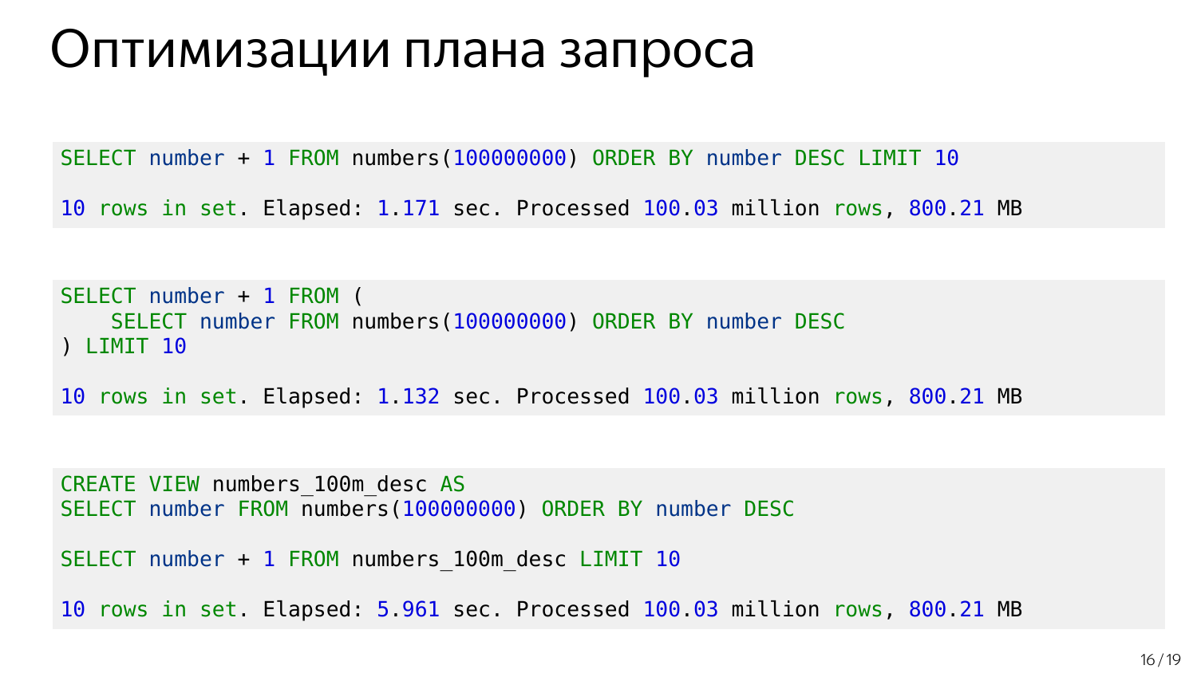# Оптимизации плана запроса

```
SELECT number + 1 FROM numbers(100000000) ORDER BY number DESC LIMIT 10

10 rows in set. Elapsed: 1.171 sec. Processed 100.03 million rows, 800.21 MB
```

```
SELECT number + 1 FROM (
    SELECT number FROM numbers(100000000) ORDER BY number DESC
) LIMIT 10

10 rows in set. Elapsed: 1.132 sec. Processed 100.03 million rows, 800.21 MB
```

```
CREATE VIEW numbers_100m_desc AS
SELECT number FROM numbers(100000000) ORDER BY number DESC

SELECT number + 1 FROM numbers_100m_desc LIMIT 10

10 rows in set. Elapsed: 5.961 sec. Processed 100.03 million rows, 800.21 MB
```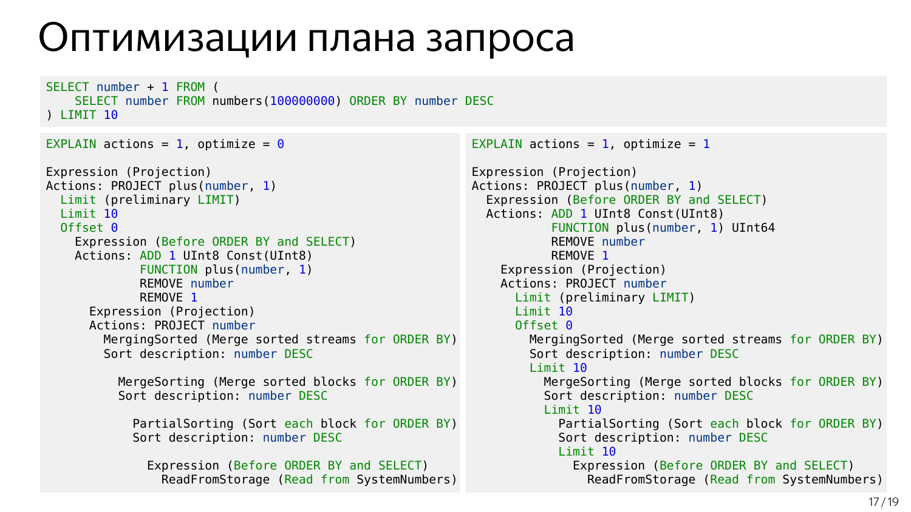# Оптимизации плана запроса

```sql
SELECT number + 1 FROM (
    SELECT number FROM numbers(100000000) ORDER BY number DESC
) LIMIT 10
```

```
EXPLAIN actions = 1, optimize = 0

Expression (Projection)
Actions: PROJECT plus(number, 1)
  Limit (preliminary LIMIT)
  Limit 10
  Offset 0
    Expression (Before ORDER BY and SELECT)
    Actions: ADD 1 UInt8 Const(UInt8)
             FUNCTION plus(number, 1)
             REMOVE number
             REMOVE 1
      Expression (Projection)
      Actions: PROJECT number
        MergingSorted (Merge sorted streams for ORDER BY)
        Sort description: number DESC

          MergeSorting (Merge sorted blocks for ORDER BY)
          Sort description: number DESC

            PartialSorting (Sort each block for ORDER BY)
            Sort description: number DESC

              Expression (Before ORDER BY and SELECT)
                ReadFromStorage (Read from SystemNumbers)
```

```
EXPLAIN actions = 1, optimize = 1

Expression (Projection)
Actions: PROJECT plus(number, 1)
  Expression (Before ORDER BY and SELECT)
  Actions: ADD 1 UInt8 Const(UInt8)
           FUNCTION plus(number, 1) UInt64
           REMOVE number
           REMOVE 1
    Expression (Projection)
    Actions: PROJECT number
      Limit (preliminary LIMIT)
      Limit 10
      Offset 0
        MergingSorted (Merge sorted streams for ORDER BY)
        Sort description: number DESC
        Limit 10
          MergeSorting (Merge sorted blocks for ORDER BY)
          Sort description: number DESC
          Limit 10
            PartialSorting (Sort each block for ORDER BY)
            Sort description: number DESC
            Limit 10
              Expression (Before ORDER BY and SELECT)
                ReadFromStorage (Read from SystemNumbers)
```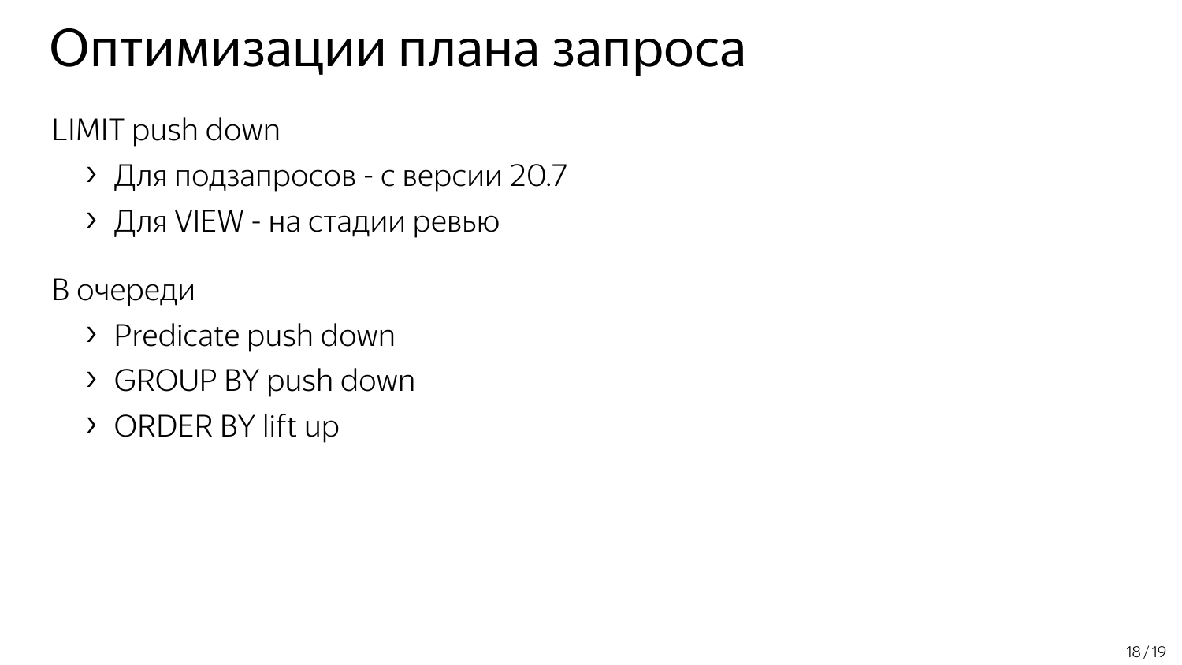# Оптимизации плана запроса

LIMIT push down

- Для подзапросов - с версии 20.7
- Для VIEW - на стадии ревью

В очереди

- Predicate push down
- GROUP BY push down
- ORDER BY lift up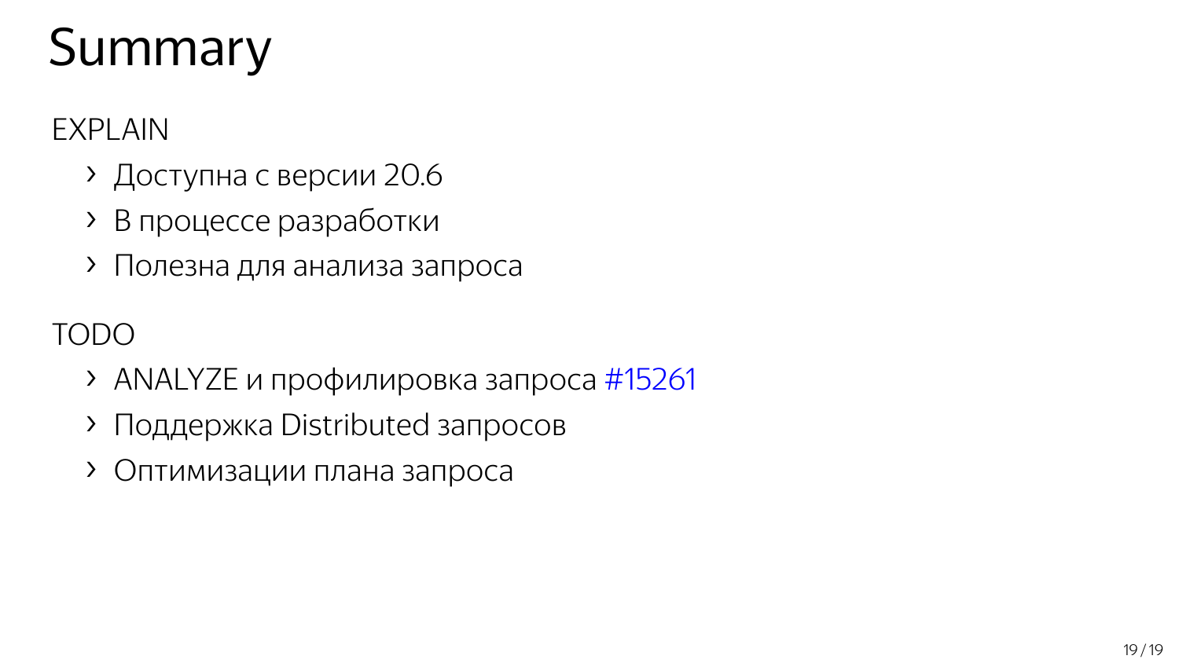# Summary

EXPLAIN

- Доступна с версии 20.6
- В процессе разработки
- Полезна для анализа запроса

TODO

- ANALYZE и профилировка запроса #15261
- Поддержка Distributed запросов
- Оптимизации плана запроса